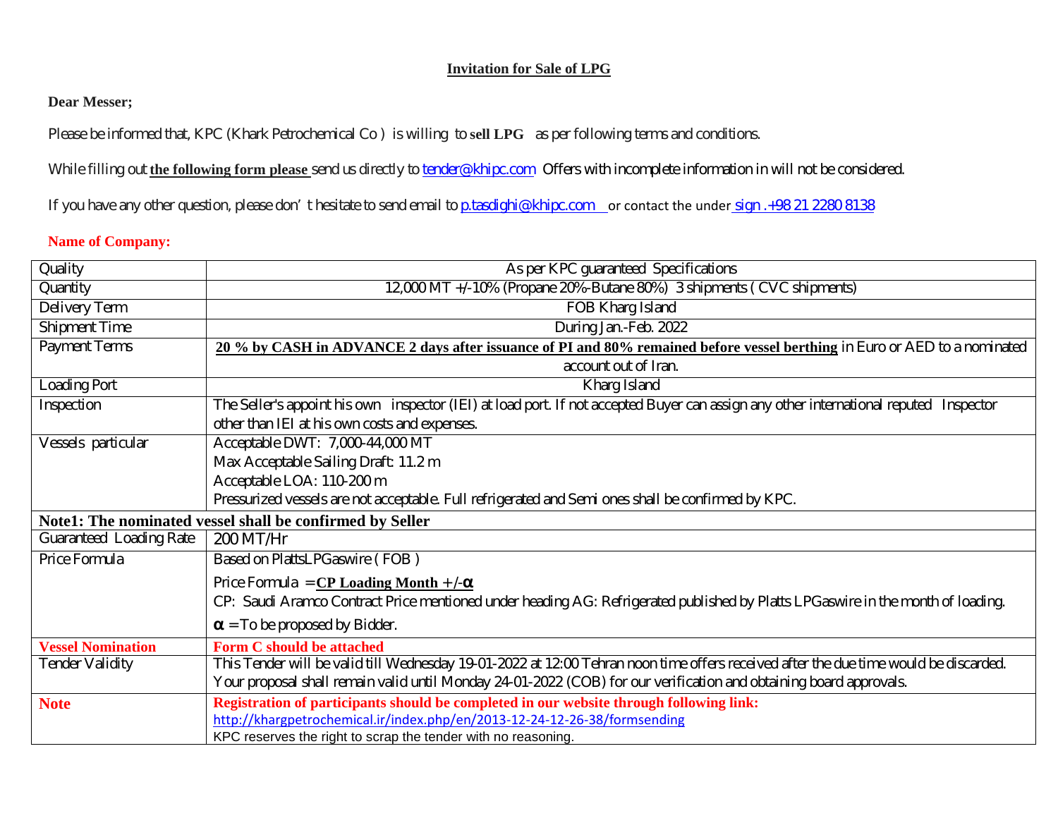## Invitation for Sale of LPG

**Dear Messer;**

Please be informed that, KPC (Khark Petrochemical Co ) is willing to **sell LPG** as per following terms and conditions.

While filling out **the following form please** send us directly to tender@khipc.com Offers with incomplete information in will not be considered.

If you have any other question, please don' t hesitate to send email to p.tasdighi@khipc.com or contact the under sign .+98 21 2280 8138

**Name of Company:**

| | |
|---|---|
| Quality | As per KPC guaranteed Specifications |
| Quantity | 12,000 MT +/-10% (Propane 20%-Butane 80%) 3 shipments ( CVC shipments) |
| Delivery Term | FOB Kharg Island |
| Shipment Time | During Jan.-Feb. 2022 |
| Payment Terms | **20 % by CASH in ADVANCE 2 days after issuance of PI and 80% remained before vessel berthing** in Euro or AED to a nominated account out of Iran. |
| Loading Port | Kharg Island |
| Inspection | The Seller's appoint his own inspector (IEI) at load port. If not accepted Buyer can assign any other international reputed Inspector other than IEI at his own costs and expenses. |
| Vessels particular | Acceptable DWT: 7,000-44,000 MT<br>Max Acceptable Sailing Draft: 11.2 m<br>Acceptable LOA: 110-200 m<br>Pressurized vessels are not acceptable. Full refrigerated and Semi ones shall be confirmed by KPC. |
| **Note1: The nominated vessel shall be confirmed by Seller** | |
| Guaranteed Loading Rate | 200 MT/Hr |
| Price Formula | Based on PlattsLPGaswire ( FOB )<br>Price Formula = **CP Loading Month + /-$\alpha$**<br>CP: Saudi Aramco Contract Price mentioned under heading AG: Refrigerated published by Platts LPGaswire in the month of loading.<br>$\alpha$ = To be proposed by Bidder. |
| **Vessel Nomination** | **Form C should be attached** |
| Tender Validity | This Tender will be valid till Wednesday 19-01-2022 at 12:00 Tehran noon time offers received after the due time would be discarded. Your proposal shall remain valid until Monday 24-01-2022 (COB) for our verification and obtaining board approvals. |
| **Note** | **Registration of participants should be completed in our website through following link:**<br>http://khargpetrochemical.ir/index.php/en/2013-12-24-12-26-38/formsending<br>KPC reserves the right to scrap the tender with no reasoning. |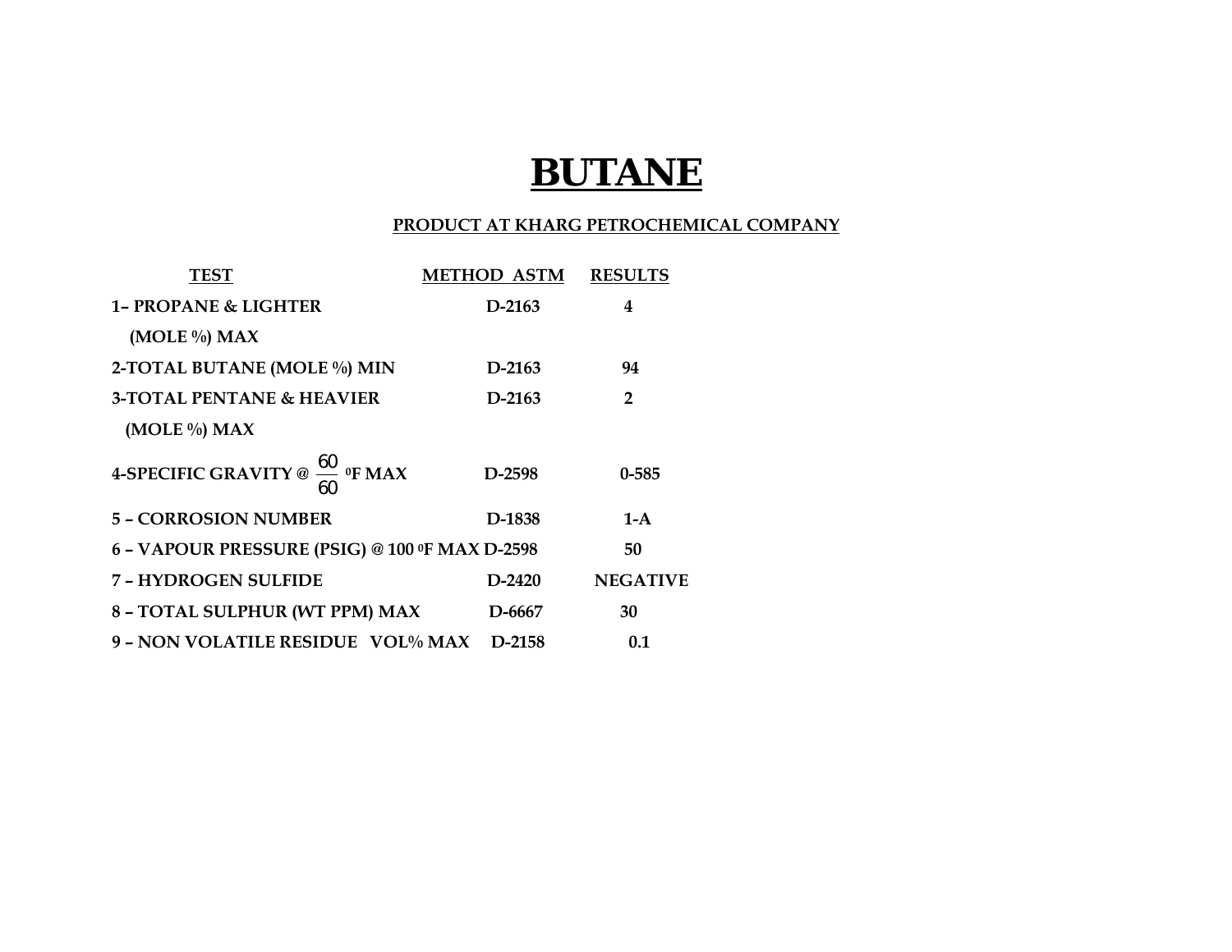# BUTANE

## PRODUCT AT KHARG PETROCHEMICAL COMPANY

| TEST | METHOD ASTM | RESULTS |
|---|---|---|
| 1– PROPANE & LIGHTER (MOLE %) MAX | D-2163 | 4 |
| 2-TOTAL BUTANE (MOLE %) MIN | D-2163 | 94 |
| 3-TOTAL PENTANE & HEAVIER (MOLE %) MAX | D-2163 | 2 |
| 4-SPECIFIC GRAVITY @ $\frac{60}{60}$ $^0$F MAX | D-2598 | 0-585 |
| 5 – CORROSION NUMBER | D-1838 | 1-A |
| 6 – VAPOUR PRESSURE (PSIG) @ 100 $^0$F MAX | D-2598 | 50 |
| 7 – HYDROGEN SULFIDE | D-2420 | NEGATIVE |
| 8 – TOTAL SULPHUR (WT PPM) MAX | D-6667 | 30 |
| 9 – NON VOLATILE RESIDUE VOL% MAX | D-2158 | 0.1 |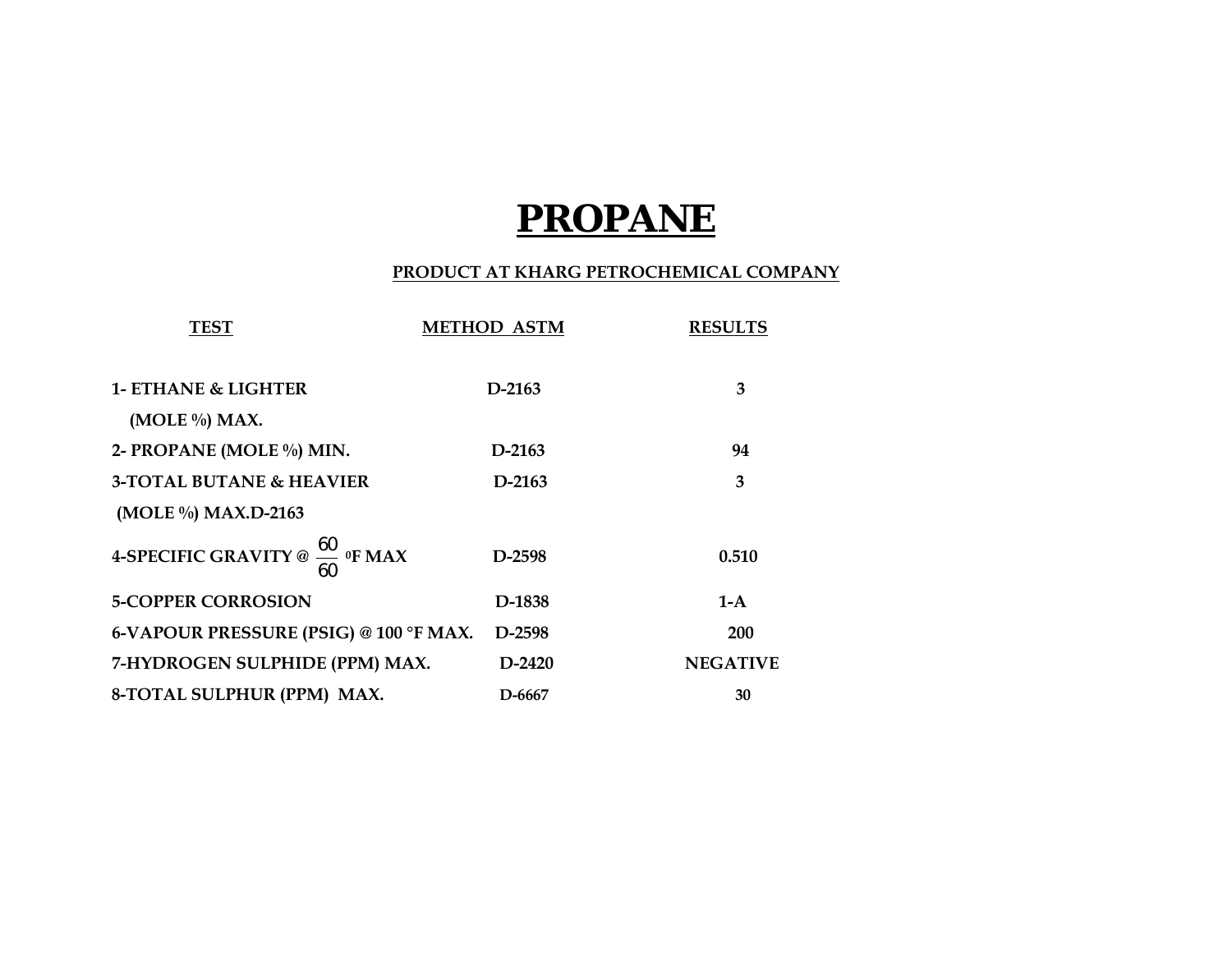# PROPANE

**PRODUCT AT KHARG PETROCHEMICAL COMPANY**

| TEST | METHOD ASTM | RESULTS |
|---|---|---|
| 1- ETHANE & LIGHTER (MOLE %) MAX. | D-2163 | 3 |
| 2- PROPANE (MOLE %) MIN. | D-2163 | 94 |
| 3-TOTAL BUTANE & HEAVIER (MOLE %) MAX.D-2163 | D-2163 | 3 |
| 4-SPECIFIC GRAVITY @ $\frac{60}{60}$ $^0$F MAX | D-2598 | 0.510 |
| 5-COPPER CORROSION | D-1838 | 1-A |
| 6-VAPOUR PRESSURE (PSIG) @ 100 °F MAX. | D-2598 | 200 |
| 7-HYDROGEN SULPHIDE (PPM) MAX. | D-2420 | NEGATIVE |
| 8-TOTAL SULPHUR (PPM) MAX. | D-6667 | 30 |